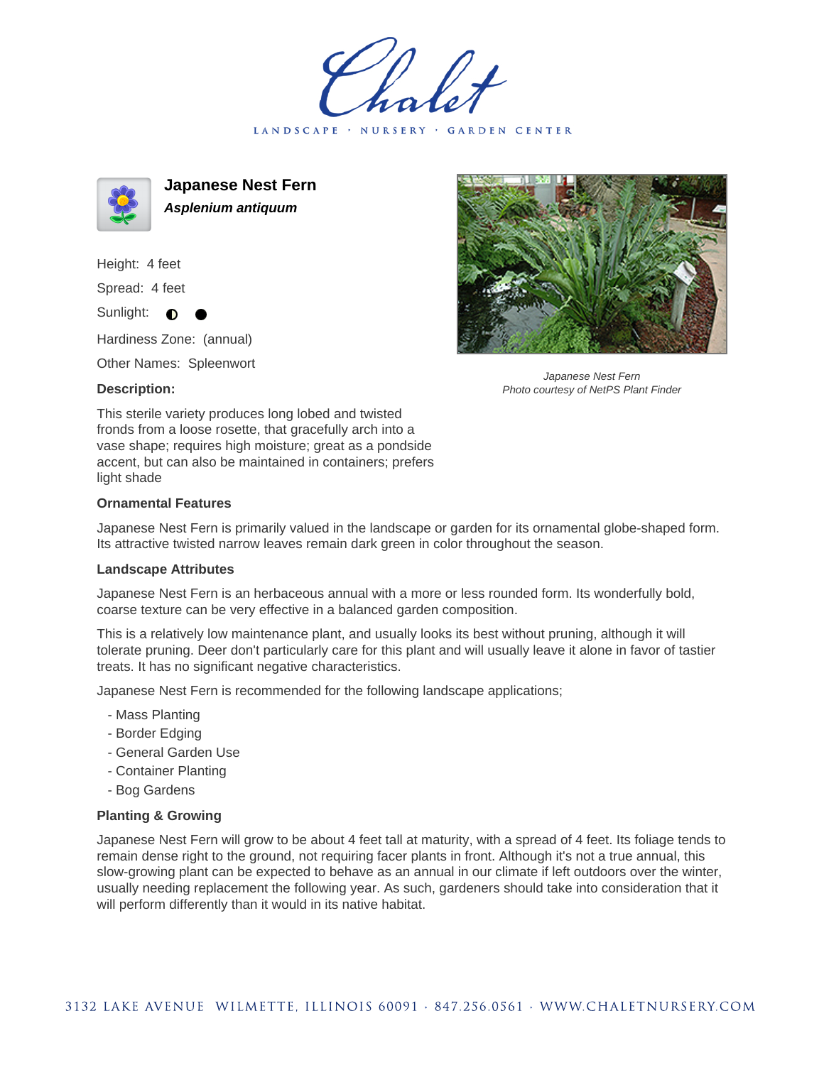LANDSCAPE · NURSERY · GARDEN CENTER

# Japanese Nest Fern

***Asplenium antiquum***

Height: 4 feet

Spread: 4 feet

Sunlight: ◐ ●

Hardiness Zone: (annual)

Other Names: Spleenwort

**Description:**

This sterile variety produces long lobed and twisted fronds from a loose rosette, that gracefully arch into a vase shape; requires high moisture; great as a pondside accent, but can also be maintained in containers; prefers light shade

*Japanese Nest Fern*
*Photo courtesy of NetPS Plant Finder*

### Ornamental Features

Japanese Nest Fern is primarily valued in the landscape or garden for its ornamental globe-shaped form. Its attractive twisted narrow leaves remain dark green in color throughout the season.

### Landscape Attributes

Japanese Nest Fern is an herbaceous annual with a more or less rounded form. Its wonderfully bold, coarse texture can be very effective in a balanced garden composition.

This is a relatively low maintenance plant, and usually looks its best without pruning, although it will tolerate pruning. Deer don't particularly care for this plant and will usually leave it alone in favor of tastier treats. It has no significant negative characteristics.

Japanese Nest Fern is recommended for the following landscape applications;

- Mass Planting
- Border Edging
- General Garden Use
- Container Planting
- Bog Gardens

### Planting & Growing

Japanese Nest Fern will grow to be about 4 feet tall at maturity, with a spread of 4 feet. Its foliage tends to remain dense right to the ground, not requiring facer plants in front. Although it's not a true annual, this slow-growing plant can be expected to behave as an annual in our climate if left outdoors over the winter, usually needing replacement the following year. As such, gardeners should take into consideration that it will perform differently than it would in its native habitat.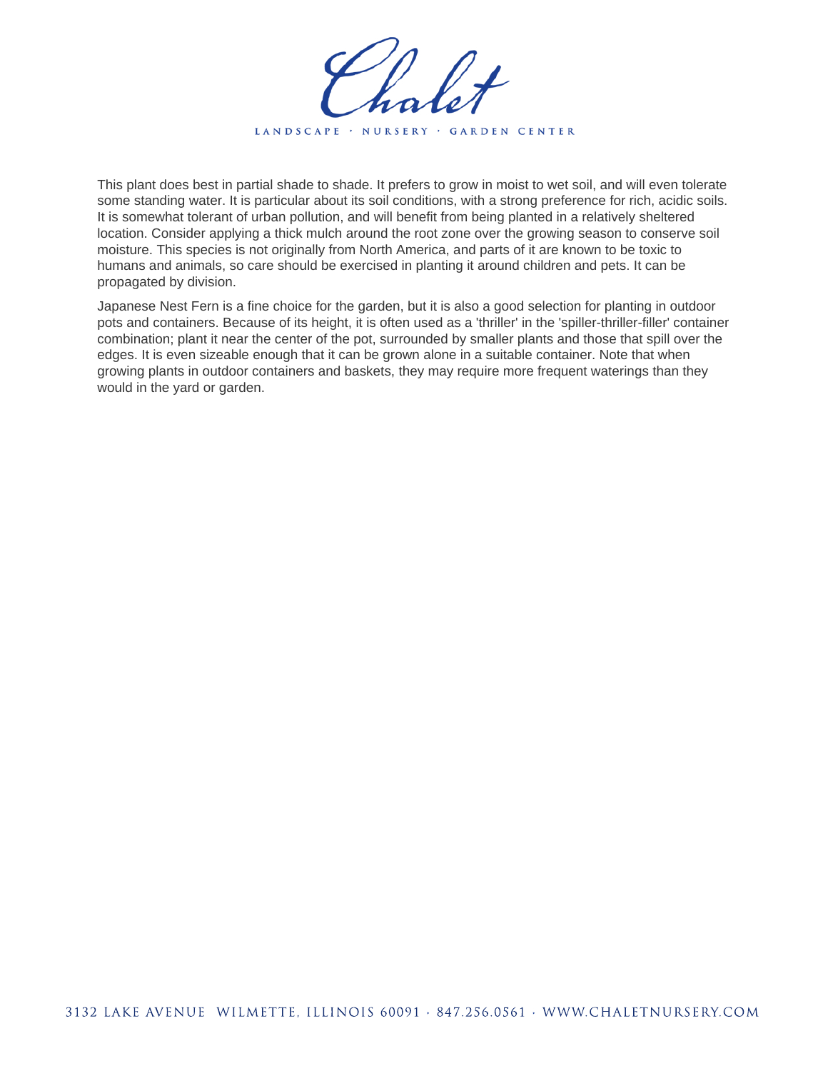This plant does best in partial shade to shade. It prefers to grow in moist to wet soil, and will even tolerate some standing water. It is particular about its soil conditions, with a strong preference for rich, acidic soils. It is somewhat tolerant of urban pollution, and will benefit from being planted in a relatively sheltered location. Consider applying a thick mulch around the root zone over the growing season to conserve soil moisture. This species is not originally from North America, and parts of it are known to be toxic to humans and animals, so care should be exercised in planting it around children and pets. It can be propagated by division.

Japanese Nest Fern is a fine choice for the garden, but it is also a good selection for planting in outdoor pots and containers. Because of its height, it is often used as a 'thriller' in the 'spiller-thriller-filler' container combination; plant it near the center of the pot, surrounded by smaller plants and those that spill over the edges. It is even sizeable enough that it can be grown alone in a suitable container. Note that when growing plants in outdoor containers and baskets, they may require more frequent waterings than they would in the yard or garden.